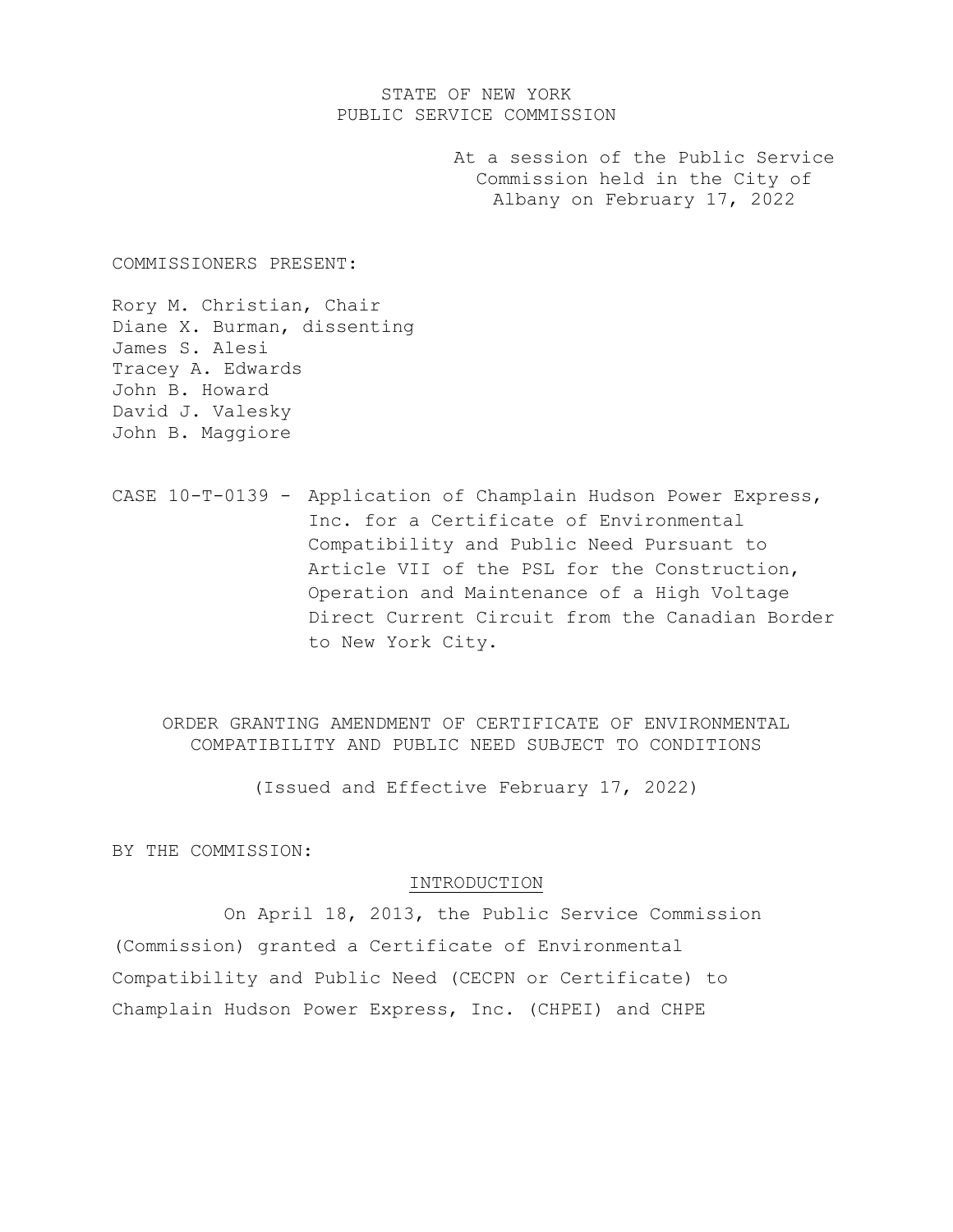STATE OF NEW YORK
PUBLIC SERVICE COMMISSION

At a session of the Public Service Commission held in the City of Albany on February 17, 2022

COMMISSIONERS PRESENT:

Rory M. Christian, Chair
Diane X. Burman, dissenting
James S. Alesi
Tracey A. Edwards
John B. Howard
David J. Valesky
John B. Maggiore

CASE 10-T-0139 - Application of Champlain Hudson Power Express, Inc. for a Certificate of Environmental Compatibility and Public Need Pursuant to Article VII of the PSL for the Construction, Operation and Maintenance of a High Voltage Direct Current Circuit from the Canadian Border to New York City.

## ORDER GRANTING AMENDMENT OF CERTIFICATE OF ENVIRONMENTAL COMPATIBILITY AND PUBLIC NEED SUBJECT TO CONDITIONS

(Issued and Effective February 17, 2022)

BY THE COMMISSION:

### INTRODUCTION

On April 18, 2013, the Public Service Commission (Commission) granted a Certificate of Environmental Compatibility and Public Need (CECPN or Certificate) to Champlain Hudson Power Express, Inc. (CHPEI) and CHPE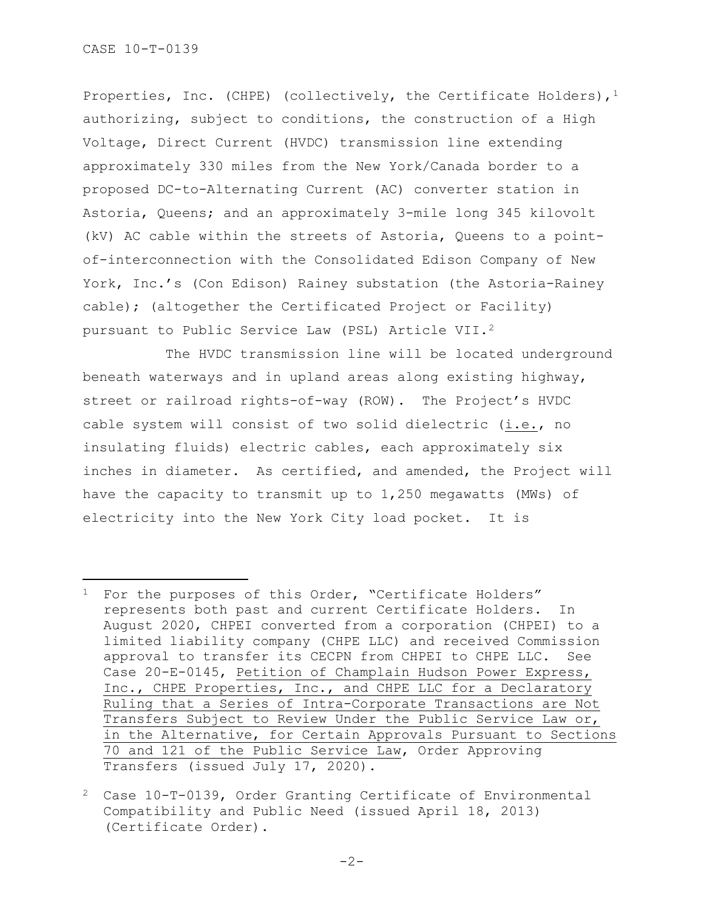Properties, Inc. (CHPE) (collectively, the Certificate Holders),[1] authorizing, subject to conditions, the construction of a High Voltage, Direct Current (HVDC) transmission line extending approximately 330 miles from the New York/Canada border to a proposed DC-to-Alternating Current (AC) converter station in Astoria, Queens; and an approximately 3-mile long 345 kilovolt (kV) AC cable within the streets of Astoria, Queens to a point-of-interconnection with the Consolidated Edison Company of New York, Inc.'s (Con Edison) Rainey substation (the Astoria-Rainey cable); (altogether the Certificated Project or Facility) pursuant to Public Service Law (PSL) Article VII.[2]

The HVDC transmission line will be located underground beneath waterways and in upland areas along existing highway, street or railroad rights-of-way (ROW). The Project's HVDC cable system will consist of two solid dielectric (i.e., no insulating fluids) electric cables, each approximately six inches in diameter. As certified, and amended, the Project will have the capacity to transmit up to 1,250 megawatts (MWs) of electricity into the New York City load pocket. It is

---

[1] For the purposes of this Order, "Certificate Holders" represents both past and current Certificate Holders. In August 2020, CHPEI converted from a corporation (CHPEI) to a limited liability company (CHPE LLC) and received Commission approval to transfer its CECPN from CHPEI to CHPE LLC. See Case 20-E-0145, Petition of Champlain Hudson Power Express, Inc., CHPE Properties, Inc., and CHPE LLC for a Declaratory Ruling that a Series of Intra-Corporate Transactions are Not Transfers Subject to Review Under the Public Service Law or, in the Alternative, for Certain Approvals Pursuant to Sections 70 and 121 of the Public Service Law, Order Approving Transfers (issued July 17, 2020).

[2] Case 10-T-0139, Order Granting Certificate of Environmental Compatibility and Public Need (issued April 18, 2013) (Certificate Order).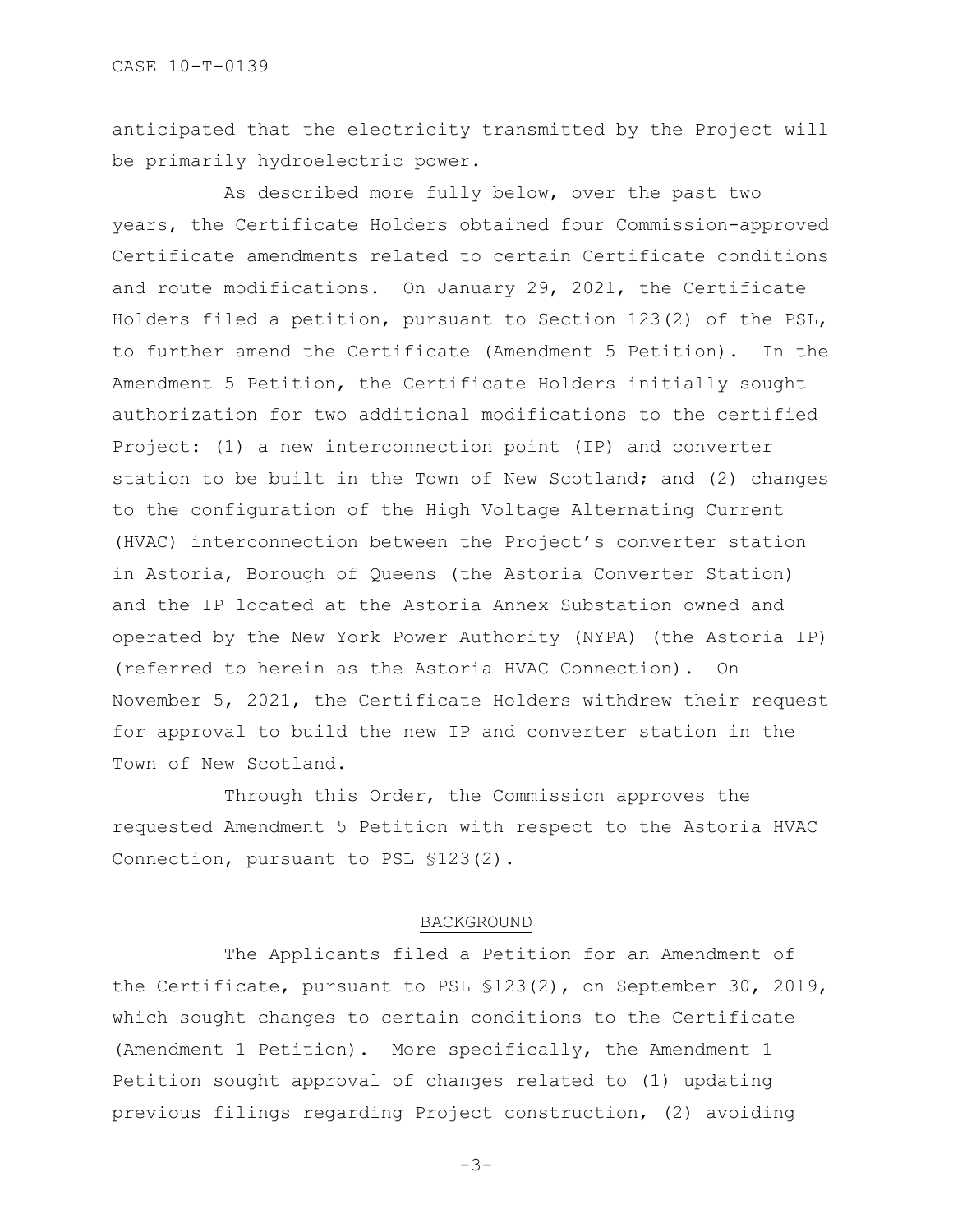anticipated that the electricity transmitted by the Project will be primarily hydroelectric power.

As described more fully below, over the past two years, the Certificate Holders obtained four Commission-approved Certificate amendments related to certain Certificate conditions and route modifications. On January 29, 2021, the Certificate Holders filed a petition, pursuant to Section 123(2) of the PSL, to further amend the Certificate (Amendment 5 Petition). In the Amendment 5 Petition, the Certificate Holders initially sought authorization for two additional modifications to the certified Project: (1) a new interconnection point (IP) and converter station to be built in the Town of New Scotland; and (2) changes to the configuration of the High Voltage Alternating Current (HVAC) interconnection between the Project's converter station in Astoria, Borough of Queens (the Astoria Converter Station) and the IP located at the Astoria Annex Substation owned and operated by the New York Power Authority (NYPA) (the Astoria IP) (referred to herein as the Astoria HVAC Connection). On November 5, 2021, the Certificate Holders withdrew their request for approval to build the new IP and converter station in the Town of New Scotland.

Through this Order, the Commission approves the requested Amendment 5 Petition with respect to the Astoria HVAC Connection, pursuant to PSL §123(2).

## BACKGROUND

The Applicants filed a Petition for an Amendment of the Certificate, pursuant to PSL §123(2), on September 30, 2019, which sought changes to certain conditions to the Certificate (Amendment 1 Petition). More specifically, the Amendment 1 Petition sought approval of changes related to (1) updating previous filings regarding Project construction, (2) avoiding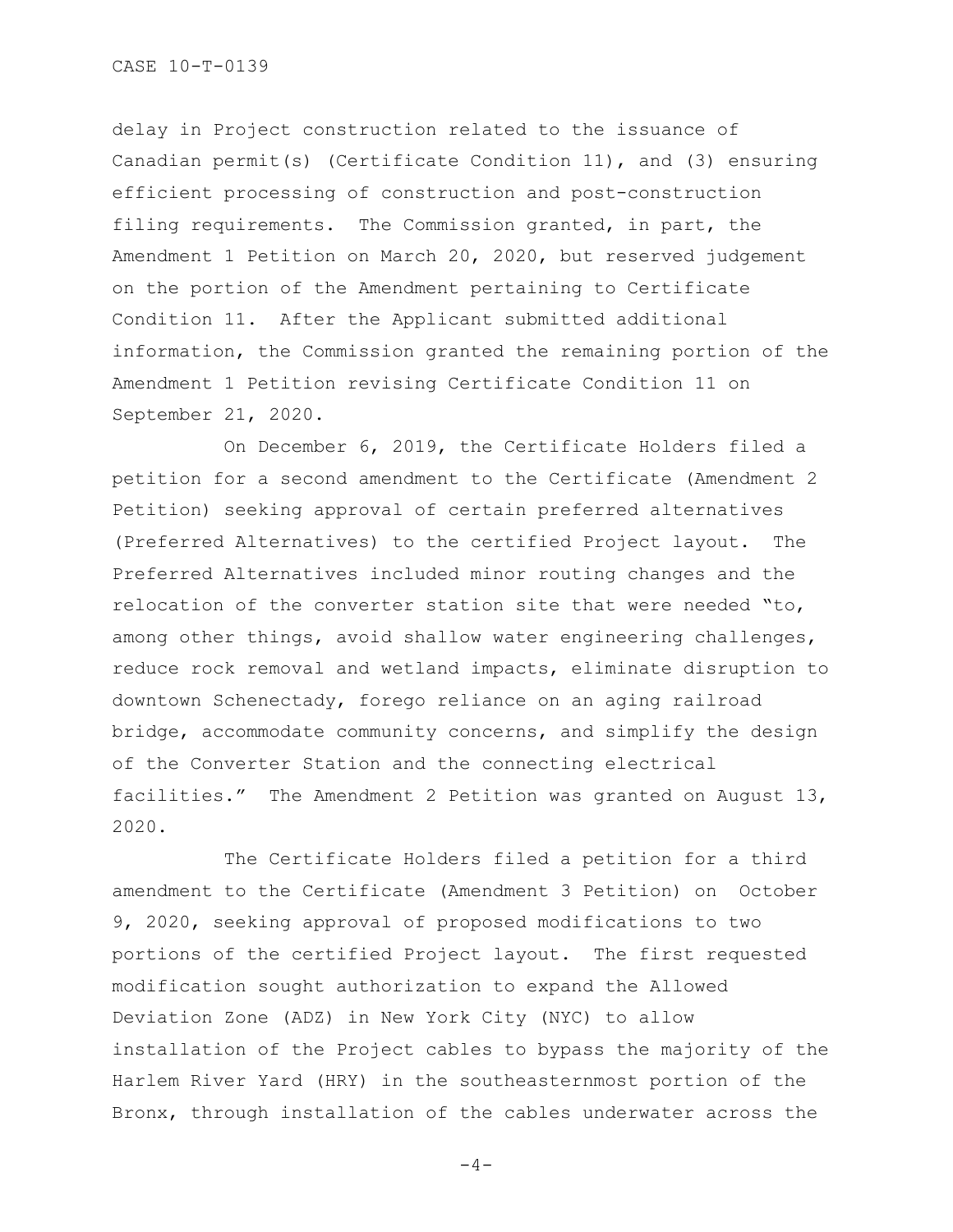delay in Project construction related to the issuance of Canadian permit(s) (Certificate Condition 11), and (3) ensuring efficient processing of construction and post-construction filing requirements. The Commission granted, in part, the Amendment 1 Petition on March 20, 2020, but reserved judgement on the portion of the Amendment pertaining to Certificate Condition 11. After the Applicant submitted additional information, the Commission granted the remaining portion of the Amendment 1 Petition revising Certificate Condition 11 on September 21, 2020.

On December 6, 2019, the Certificate Holders filed a petition for a second amendment to the Certificate (Amendment 2 Petition) seeking approval of certain preferred alternatives (Preferred Alternatives) to the certified Project layout. The Preferred Alternatives included minor routing changes and the relocation of the converter station site that were needed "to, among other things, avoid shallow water engineering challenges, reduce rock removal and wetland impacts, eliminate disruption to downtown Schenectady, forego reliance on an aging railroad bridge, accommodate community concerns, and simplify the design of the Converter Station and the connecting electrical facilities." The Amendment 2 Petition was granted on August 13, 2020.

The Certificate Holders filed a petition for a third amendment to the Certificate (Amendment 3 Petition) on October 9, 2020, seeking approval of proposed modifications to two portions of the certified Project layout. The first requested modification sought authorization to expand the Allowed Deviation Zone (ADZ) in New York City (NYC) to allow installation of the Project cables to bypass the majority of the Harlem River Yard (HRY) in the southeasternmost portion of the Bronx, through installation of the cables underwater across the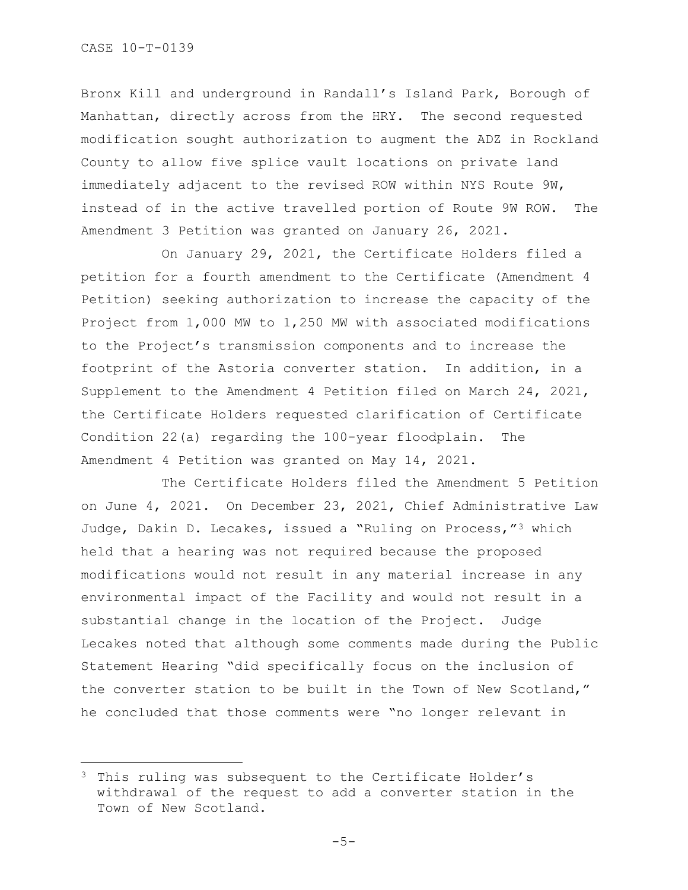Bronx Kill and underground in Randall's Island Park, Borough of Manhattan, directly across from the HRY. The second requested modification sought authorization to augment the ADZ in Rockland County to allow five splice vault locations on private land immediately adjacent to the revised ROW within NYS Route 9W, instead of in the active travelled portion of Route 9W ROW. The Amendment 3 Petition was granted on January 26, 2021.

On January 29, 2021, the Certificate Holders filed a petition for a fourth amendment to the Certificate (Amendment 4 Petition) seeking authorization to increase the capacity of the Project from 1,000 MW to 1,250 MW with associated modifications to the Project's transmission components and to increase the footprint of the Astoria converter station. In addition, in a Supplement to the Amendment 4 Petition filed on March 24, 2021, the Certificate Holders requested clarification of Certificate Condition 22(a) regarding the 100-year floodplain. The Amendment 4 Petition was granted on May 14, 2021.

The Certificate Holders filed the Amendment 5 Petition on June 4, 2021. On December 23, 2021, Chief Administrative Law Judge, Dakin D. Lecakes, issued a "Ruling on Process,"[3] which held that a hearing was not required because the proposed modifications would not result in any material increase in any environmental impact of the Facility and would not result in a substantial change in the location of the Project. Judge Lecakes noted that although some comments made during the Public Statement Hearing "did specifically focus on the inclusion of the converter station to be built in the Town of New Scotland," he concluded that those comments were "no longer relevant in

[3] This ruling was subsequent to the Certificate Holder's withdrawal of the request to add a converter station in the Town of New Scotland.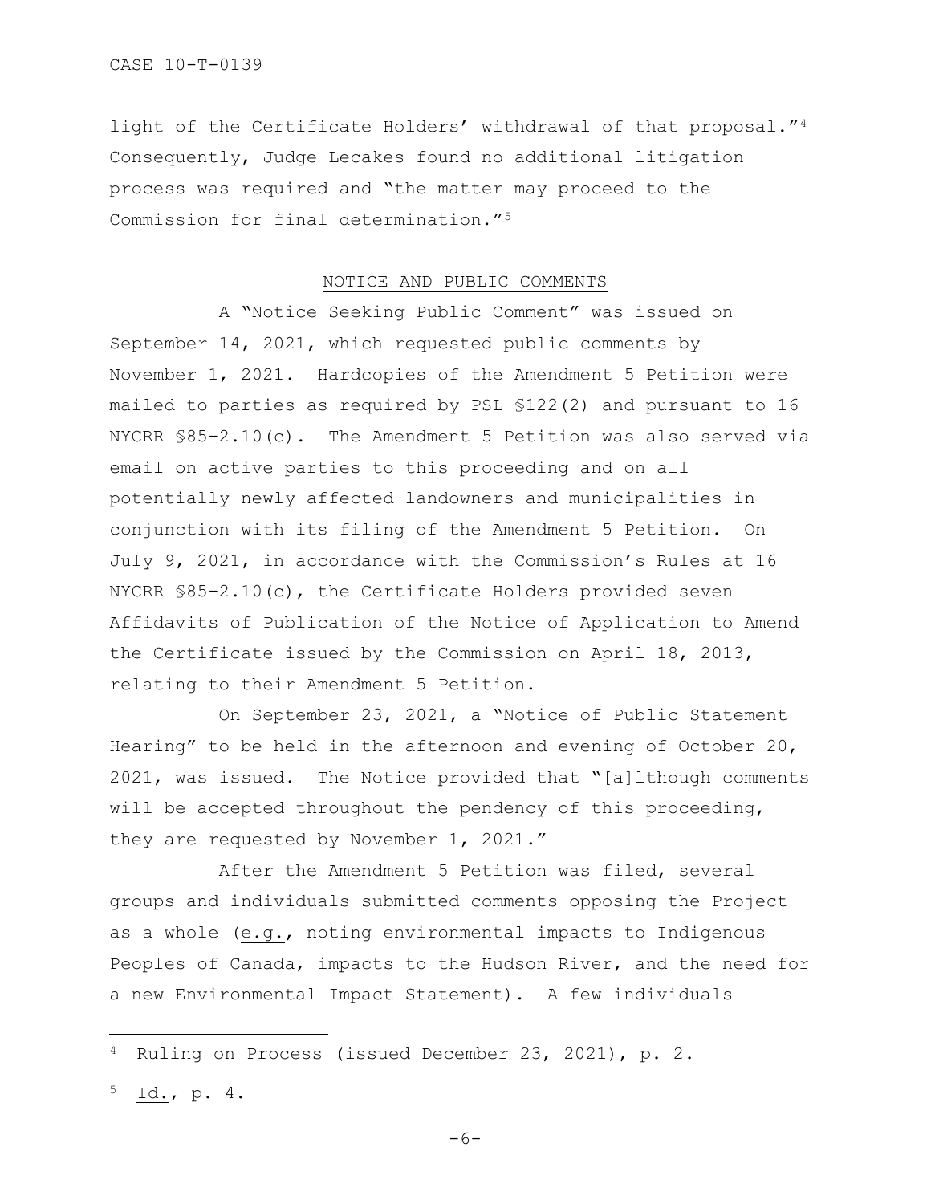light of the Certificate Holders' withdrawal of that proposal."[4] Consequently, Judge Lecakes found no additional litigation process was required and "the matter may proceed to the Commission for final determination."[5]

## NOTICE AND PUBLIC COMMENTS

A "Notice Seeking Public Comment" was issued on September 14, 2021, which requested public comments by November 1, 2021. Hardcopies of the Amendment 5 Petition were mailed to parties as required by PSL §122(2) and pursuant to 16 NYCRR §85-2.10(c). The Amendment 5 Petition was also served via email on active parties to this proceeding and on all potentially newly affected landowners and municipalities in conjunction with its filing of the Amendment 5 Petition. On July 9, 2021, in accordance with the Commission's Rules at 16 NYCRR §85-2.10(c), the Certificate Holders provided seven Affidavits of Publication of the Notice of Application to Amend the Certificate issued by the Commission on April 18, 2013, relating to their Amendment 5 Petition.

On September 23, 2021, a "Notice of Public Statement Hearing" to be held in the afternoon and evening of October 20, 2021, was issued. The Notice provided that "[a]lthough comments will be accepted throughout the pendency of this proceeding, they are requested by November 1, 2021."

After the Amendment 5 Petition was filed, several groups and individuals submitted comments opposing the Project as a whole (e.g., noting environmental impacts to Indigenous Peoples of Canada, impacts to the Hudson River, and the need for a new Environmental Impact Statement). A few individuals

---

[4] Ruling on Process (issued December 23, 2021), p. 2.

[5] Id., p. 4.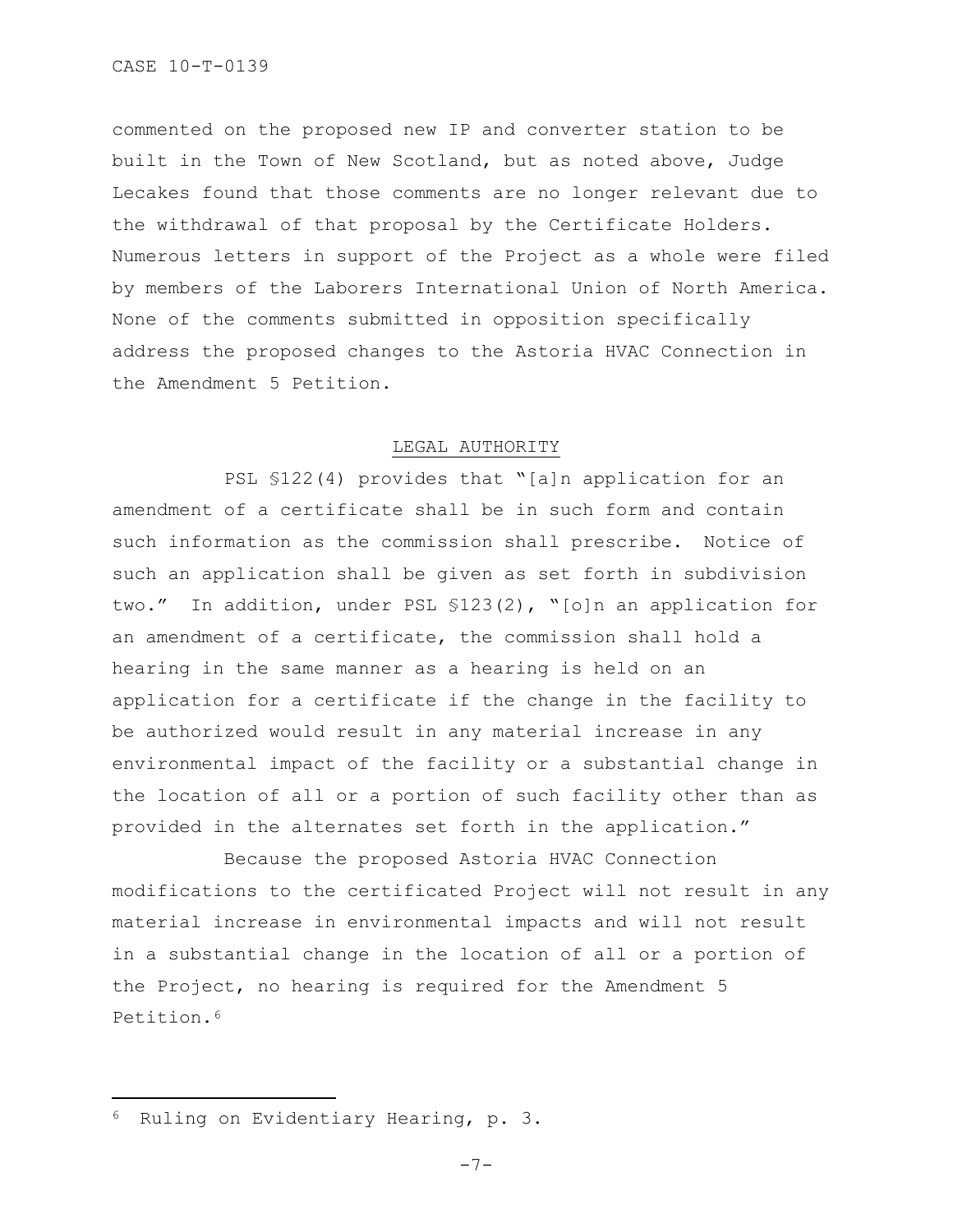commented on the proposed new IP and converter station to be built in the Town of New Scotland, but as noted above, Judge Lecakes found that those comments are no longer relevant due to the withdrawal of that proposal by the Certificate Holders. Numerous letters in support of the Project as a whole were filed by members of the Laborers International Union of North America. None of the comments submitted in opposition specifically address the proposed changes to the Astoria HVAC Connection in the Amendment 5 Petition.

## LEGAL AUTHORITY

PSL §122(4) provides that "[a]n application for an amendment of a certificate shall be in such form and contain such information as the commission shall prescribe. Notice of such an application shall be given as set forth in subdivision two." In addition, under PSL §123(2), "[o]n an application for an amendment of a certificate, the commission shall hold a hearing in the same manner as a hearing is held on an application for a certificate if the change in the facility to be authorized would result in any material increase in any environmental impact of the facility or a substantial change in the location of all or a portion of such facility other than as provided in the alternates set forth in the application."

Because the proposed Astoria HVAC Connection modifications to the certificated Project will not result in any material increase in environmental impacts and will not result in a substantial change in the location of all or a portion of the Project, no hearing is required for the Amendment 5 Petition.[6]

---

[6] Ruling on Evidentiary Hearing, p. 3.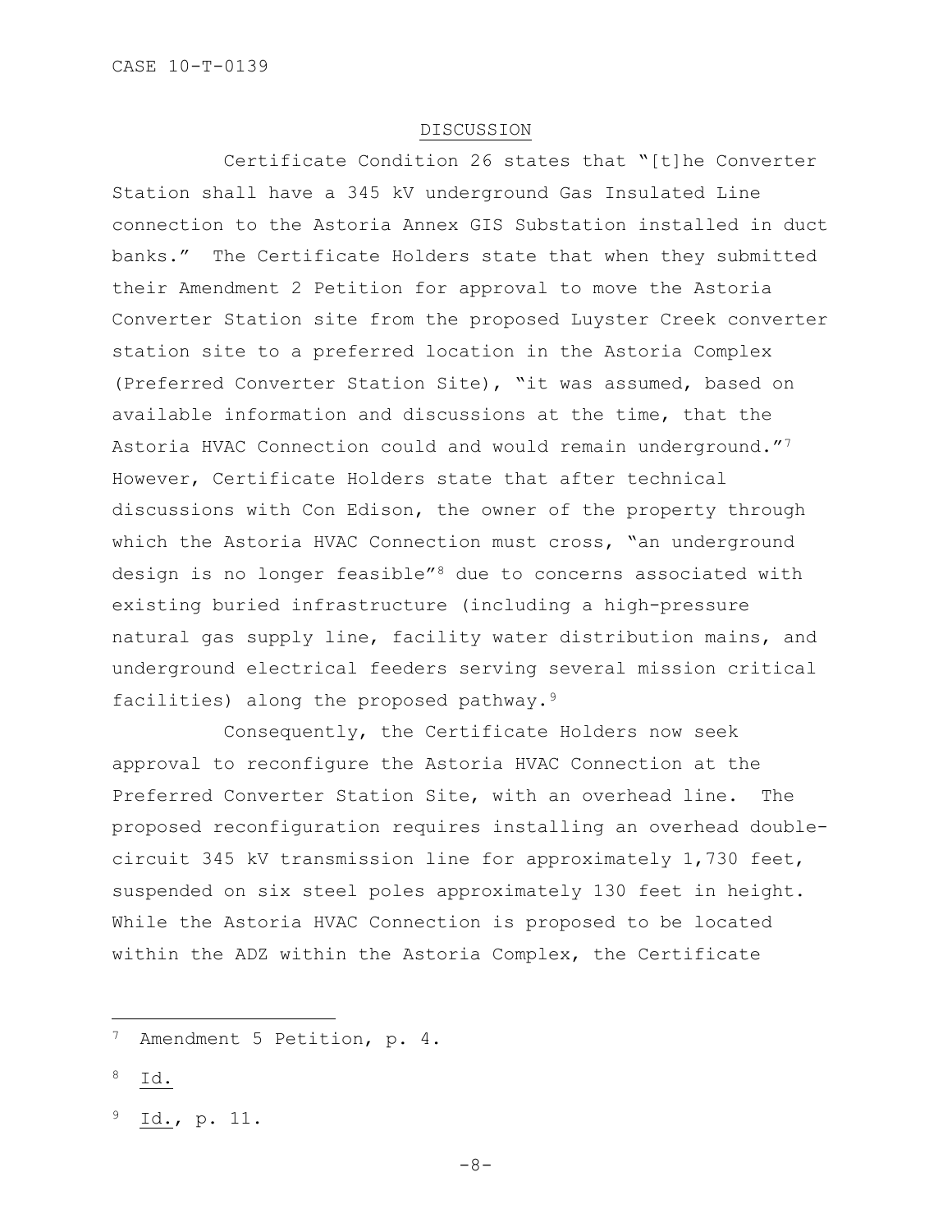## DISCUSSION

Certificate Condition 26 states that "[t]he Converter Station shall have a 345 kV underground Gas Insulated Line connection to the Astoria Annex GIS Substation installed in duct banks." The Certificate Holders state that when they submitted their Amendment 2 Petition for approval to move the Astoria Converter Station site from the proposed Luyster Creek converter station site to a preferred location in the Astoria Complex (Preferred Converter Station Site), "it was assumed, based on available information and discussions at the time, that the Astoria HVAC Connection could and would remain underground."[7] However, Certificate Holders state that after technical discussions with Con Edison, the owner of the property through which the Astoria HVAC Connection must cross, "an underground design is no longer feasible"[8] due to concerns associated with existing buried infrastructure (including a high-pressure natural gas supply line, facility water distribution mains, and underground electrical feeders serving several mission critical facilities) along the proposed pathway.[9]

Consequently, the Certificate Holders now seek approval to reconfigure the Astoria HVAC Connection at the Preferred Converter Station Site, with an overhead line. The proposed reconfiguration requires installing an overhead double-circuit 345 kV transmission line for approximately 1,730 feet, suspended on six steel poles approximately 130 feet in height. While the Astoria HVAC Connection is proposed to be located within the ADZ within the Astoria Complex, the Certificate

---

[7] Amendment 5 Petition, p. 4.

[8] Id.

[9] Id., p. 11.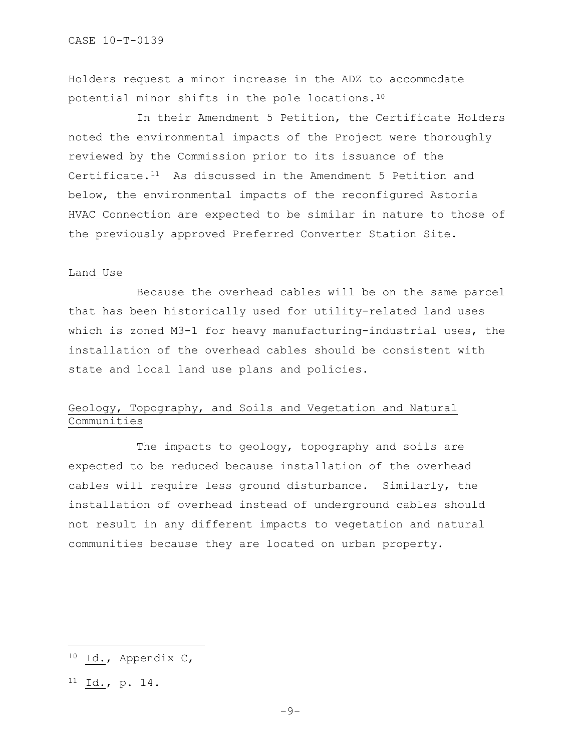Holders request a minor increase in the ADZ to accommodate potential minor shifts in the pole locations.[10]

In their Amendment 5 Petition, the Certificate Holders noted the environmental impacts of the Project were thoroughly reviewed by the Commission prior to its issuance of the Certificate.[11] As discussed in the Amendment 5 Petition and below, the environmental impacts of the reconfigured Astoria HVAC Connection are expected to be similar in nature to those of the previously approved Preferred Converter Station Site.

Land Use

Because the overhead cables will be on the same parcel that has been historically used for utility-related land uses which is zoned M3-1 for heavy manufacturing-industrial uses, the installation of the overhead cables should be consistent with state and local land use plans and policies.

Geology, Topography, and Soils and Vegetation and Natural Communities

The impacts to geology, topography and soils are expected to be reduced because installation of the overhead cables will require less ground disturbance. Similarly, the installation of overhead instead of underground cables should not result in any different impacts to vegetation and natural communities because they are located on urban property.

---

[10] Id., Appendix C,

[11] Id., p. 14.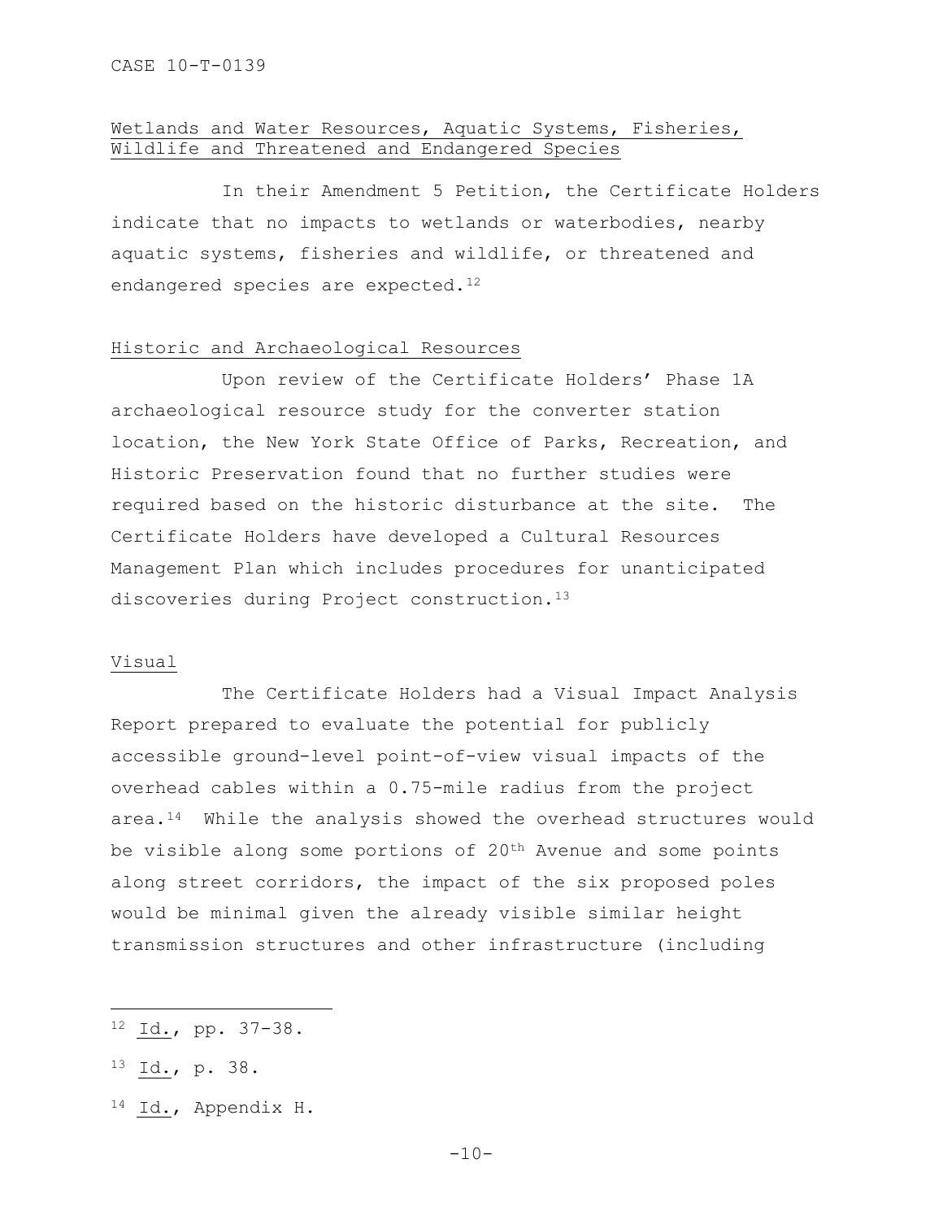<u>Wetlands and Water Resources, Aquatic Systems, Fisheries, Wildlife and Threatened and Endangered Species</u>

In their Amendment 5 Petition, the Certificate Holders indicate that no impacts to wetlands or waterbodies, nearby aquatic systems, fisheries and wildlife, or threatened and endangered species are expected.[12]

<u>Historic and Archaeological Resources</u>

Upon review of the Certificate Holders' Phase 1A archaeological resource study for the converter station location, the New York State Office of Parks, Recreation, and Historic Preservation found that no further studies were required based on the historic disturbance at the site. The Certificate Holders have developed a Cultural Resources Management Plan which includes procedures for unanticipated discoveries during Project construction.[13]

<u>Visual</u>

The Certificate Holders had a Visual Impact Analysis Report prepared to evaluate the potential for publicly accessible ground-level point-of-view visual impacts of the overhead cables within a 0.75-mile radius from the project area.[14] While the analysis showed the overhead structures would be visible along some portions of 20th Avenue and some points along street corridors, the impact of the six proposed poles would be minimal given the already visible similar height transmission structures and other infrastructure (including

---

[12] Id., pp. 37-38.

[13] Id., p. 38.

[14] Id., Appendix H.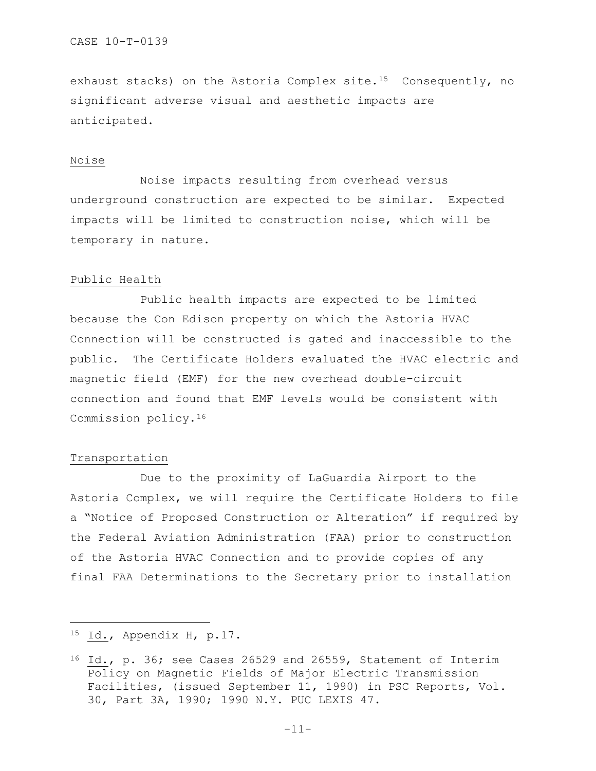exhaust stacks) on the Astoria Complex site.[15] Consequently, no significant adverse visual and aesthetic impacts are anticipated.

### Noise

Noise impacts resulting from overhead versus underground construction are expected to be similar. Expected impacts will be limited to construction noise, which will be temporary in nature.

### Public Health

Public health impacts are expected to be limited because the Con Edison property on which the Astoria HVAC Connection will be constructed is gated and inaccessible to the public. The Certificate Holders evaluated the HVAC electric and magnetic field (EMF) for the new overhead double-circuit connection and found that EMF levels would be consistent with Commission policy.[16]

### Transportation

Due to the proximity of LaGuardia Airport to the Astoria Complex, we will require the Certificate Holders to file a "Notice of Proposed Construction or Alteration" if required by the Federal Aviation Administration (FAA) prior to construction of the Astoria HVAC Connection and to provide copies of any final FAA Determinations to the Secretary prior to installation

---

[15] Id., Appendix H, p.17.

[16] Id., p. 36; see Cases 26529 and 26559, Statement of Interim Policy on Magnetic Fields of Major Electric Transmission Facilities, (issued September 11, 1990) in PSC Reports, Vol. 30, Part 3A, 1990; 1990 N.Y. PUC LEXIS 47.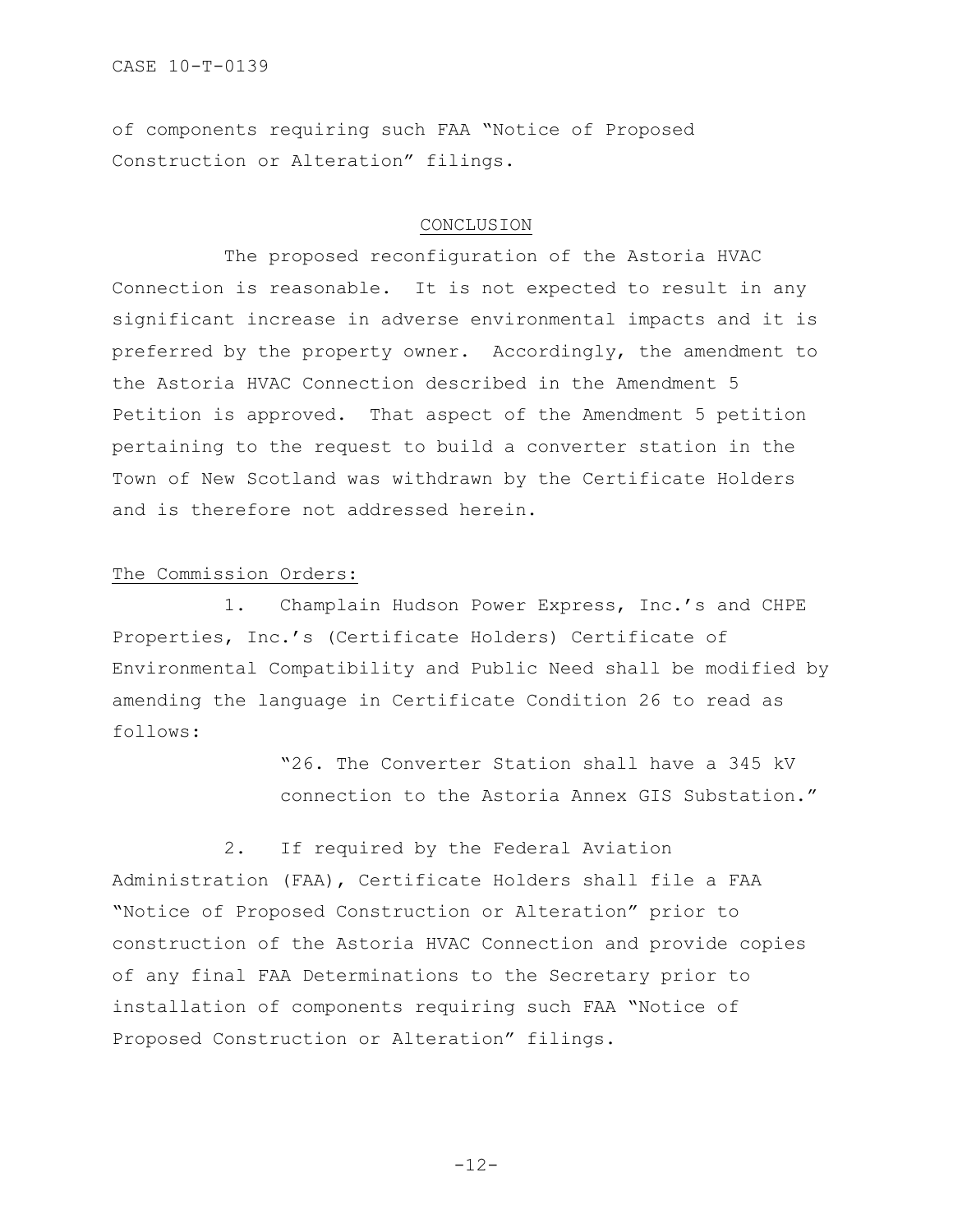of components requiring such FAA "Notice of Proposed Construction or Alteration" filings.

## CONCLUSION

The proposed reconfiguration of the Astoria HVAC Connection is reasonable. It is not expected to result in any significant increase in adverse environmental impacts and it is preferred by the property owner. Accordingly, the amendment to the Astoria HVAC Connection described in the Amendment 5 Petition is approved. That aspect of the Amendment 5 petition pertaining to the request to build a converter station in the Town of New Scotland was withdrawn by the Certificate Holders and is therefore not addressed herein.

The Commission Orders:

1. Champlain Hudson Power Express, Inc.'s and CHPE Properties, Inc.'s (Certificate Holders) Certificate of Environmental Compatibility and Public Need shall be modified by amending the language in Certificate Condition 26 to read as follows:

> "26. The Converter Station shall have a 345 kV connection to the Astoria Annex GIS Substation."

2. If required by the Federal Aviation Administration (FAA), Certificate Holders shall file a FAA "Notice of Proposed Construction or Alteration" prior to construction of the Astoria HVAC Connection and provide copies of any final FAA Determinations to the Secretary prior to installation of components requiring such FAA "Notice of Proposed Construction or Alteration" filings.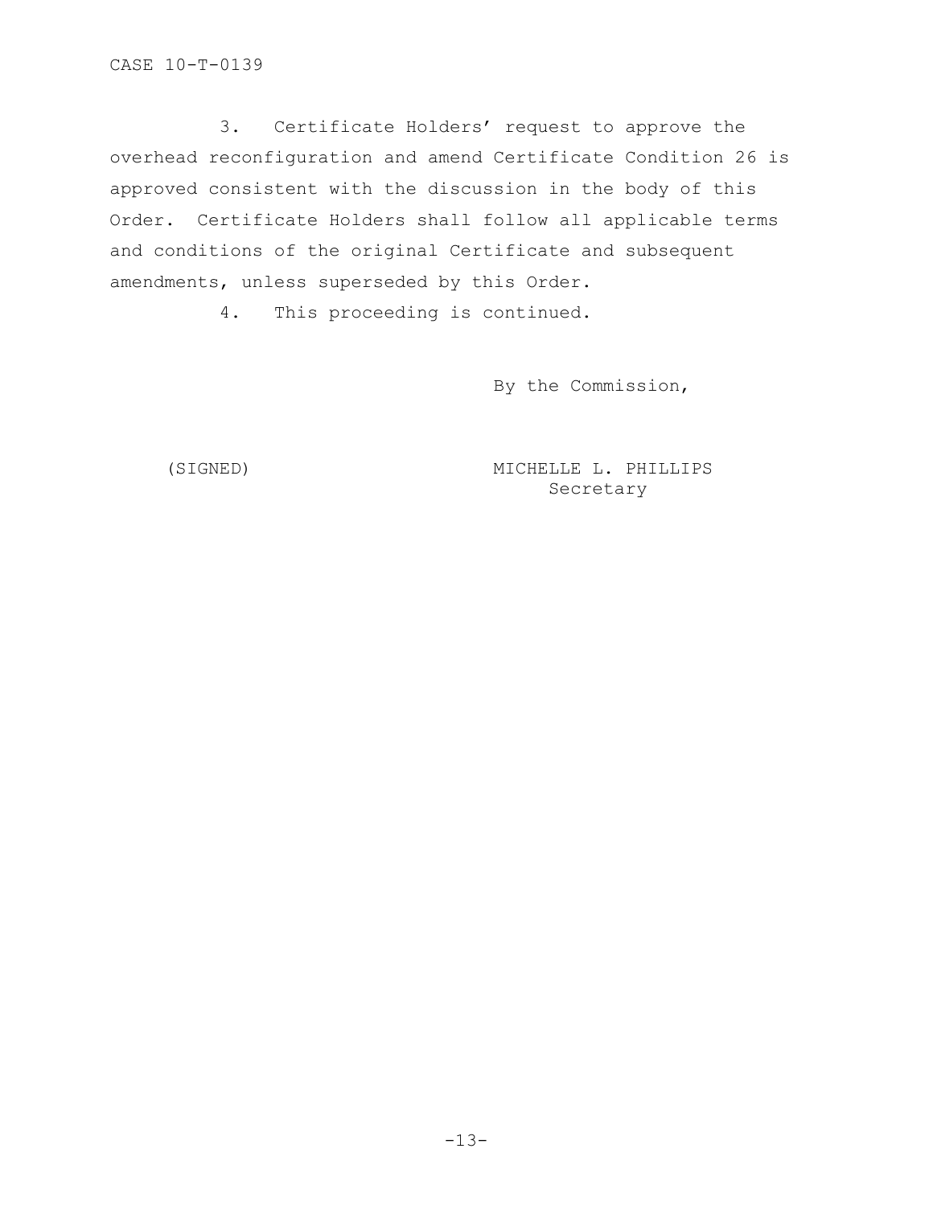3. Certificate Holders' request to approve the overhead reconfiguration and amend Certificate Condition 26 is approved consistent with the discussion in the body of this Order. Certificate Holders shall follow all applicable terms and conditions of the original Certificate and subsequent amendments, unless superseded by this Order.

4. This proceeding is continued.

By the Commission,

(SIGNED) MICHELLE L. PHILLIPS
Secretary